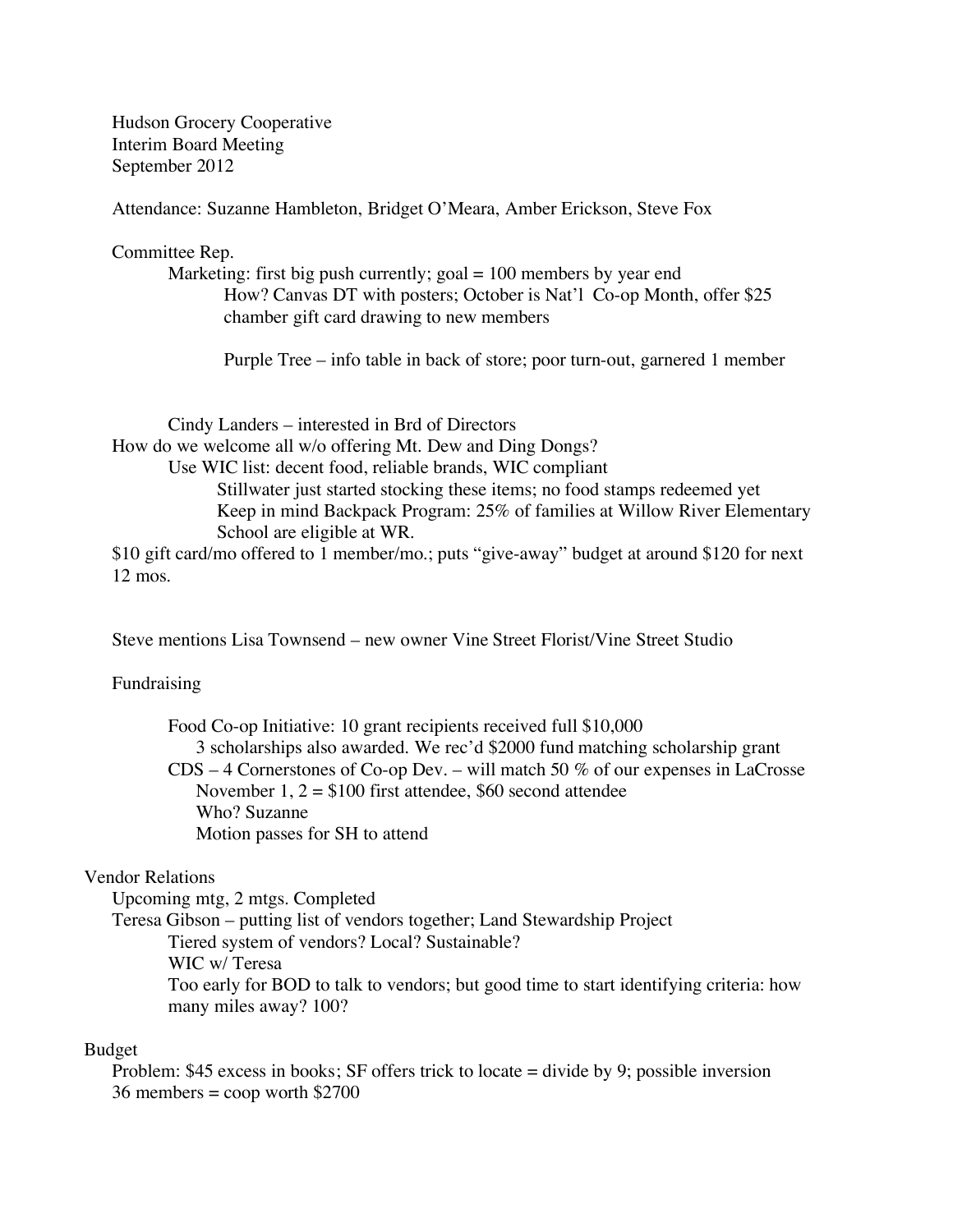Hudson Grocery Cooperative
Interim Board Meeting
September 2012

Attendance: Suzanne Hambleton, Bridget O'Meara, Amber Erickson, Steve Fox

Committee Rep.

- Marketing: first big push currently; goal = 100 members by year end
  - How? Canvas DT with posters; October is Nat'l Co-op Month, offer $25 chamber gift card drawing to new members
  - Purple Tree – info table in back of store; poor turn-out, garnered 1 member
- Cindy Landers – interested in Brd of Directors

How do we welcome all w/o offering Mt. Dew and Ding Dongs?

- Use WIC list: decent food, reliable brands, WIC compliant
  - Stillwater just started stocking these items; no food stamps redeemed yet
  - Keep in mind Backpack Program: 25% of families at Willow River Elementary School are eligible at WR.

$10 gift card/mo offered to 1 member/mo.; puts "give-away" budget at around $120 for next 12 mos.

Steve mentions Lisa Townsend – new owner Vine Street Florist/Vine Street Studio

Fundraising

- Food Co-op Initiative: 10 grant recipients received full $10,000
  - 3 scholarships also awarded. We rec'd $2000 fund matching scholarship grant
- CDS – 4 Cornerstones of Co-op Dev. – will match 50 % of our expenses in LaCrosse
  - November 1, 2 = $100 first attendee, $60 second attendee
  - Who? Suzanne
  - Motion passes for SH to attend

Vendor Relations

- Upcoming mtg, 2 mtgs. Completed
- Teresa Gibson – putting list of vendors together; Land Stewardship Project
  - Tiered system of vendors? Local? Sustainable?
  - WIC w/ Teresa
  - Too early for BOD to talk to vendors; but good time to start identifying criteria: how many miles away? 100?

Budget

- Problem: $45 excess in books; SF offers trick to locate = divide by 9; possible inversion
- 36 members = coop worth $2700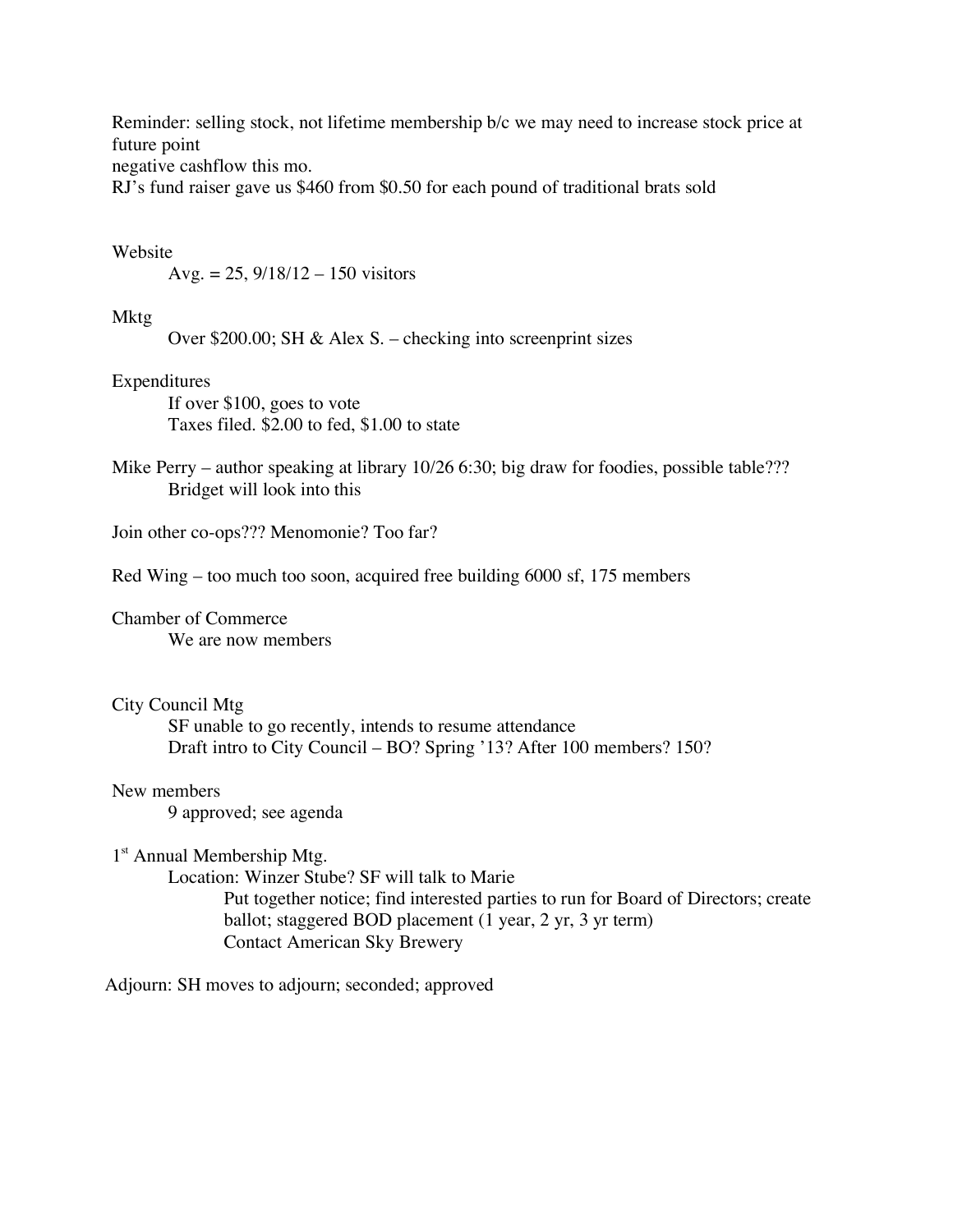Reminder: selling stock, not lifetime membership b/c we may need to increase stock price at future point

negative cashflow this mo.

RJ's fund raiser gave us $460 from $0.50 for each pound of traditional brats sold

Website

- Avg. = 25, 9/18/12 – 150 visitors

Mktg

- Over $200.00; SH & Alex S. – checking into screenprint sizes

Expenditures

- If over $100, goes to vote
- Taxes filed. $2.00 to fed, $1.00 to state

Mike Perry – author speaking at library 10/26 6:30; big draw for foodies, possible table???

- Bridget will look into this

Join other co-ops??? Menomonie? Too far?

Red Wing – too much too soon, acquired free building 6000 sf, 175 members

Chamber of Commerce

- We are now members

City Council Mtg

- SF unable to go recently, intends to resume attendance
- Draft intro to City Council – BO? Spring '13? After 100 members? 150?

New members

- 9 approved; see agenda

1st Annual Membership Mtg.

- Location: Winzer Stube? SF will talk to Marie
  - Put together notice; find interested parties to run for Board of Directors; create ballot; staggered BOD placement (1 year, 2 yr, 3 yr term)
  - Contact American Sky Brewery

Adjourn: SH moves to adjourn; seconded; approved